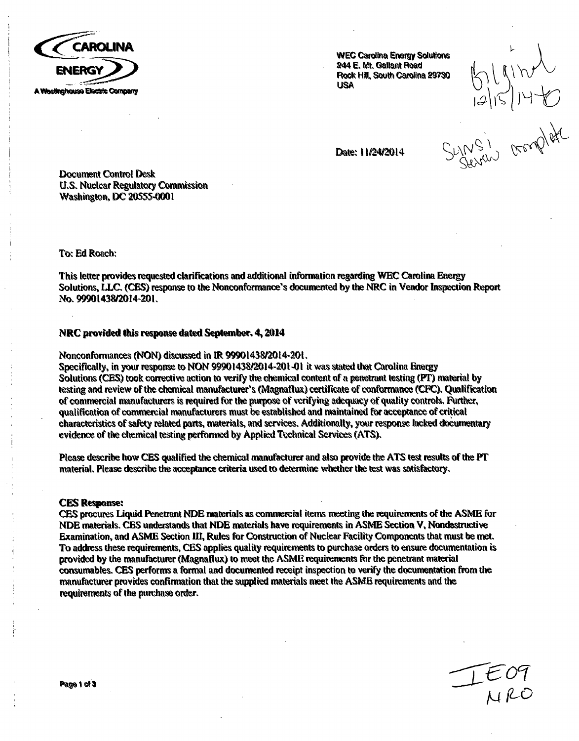CAROLINA ENERGY
A Westinghouse Electric Company

WEC Carolina Energy Solutions
244 E. Mt. Gallant Road
Rock Hill, South Carolina 29730
USA

Date: 11/24/2014

Document Control Desk
U.S. Nuclear Regulatory Commission
Washington, DC 20555-0001

To: Ed Roach:

This letter provides requested clarifications and additional information regarding WEC Carolina Energy Solutions, LLC. (CES) response to the Nonconformance's documented by the NRC in Vendor Inspection Report No. 99901438/2014-201.

**NRC provided this response dated September. 4, 2014**

Nonconformances (NON) discussed in IR 99901438/2014-201.
Specifically, in your response to NON 99901438/2014-201-01 it was stated that Carolina Energy Solutions (CES) took corrective action to verify the chemical content of a penetrant testing (PT) material by testing and review of the chemical manufacturer's (Magnaflux) certificate of conformance (CFC). Qualification of commercial manufacturers is required for the purpose of verifying adequacy of quality controls. Further, qualification of commercial manufacturers must be established and maintained for acceptance of critical characteristics of safety related parts, materials, and services. Additionally, your response lacked documentary evidence of the chemical testing performed by Applied Technical Services (ATS).

Please describe how CES qualified the chemical manufacturer and also provide the ATS test results of the PT material. Please describe the acceptance criteria used to determine whether the test was satisfactory.

**CES Response:**
CES procures Liquid Penetrant NDE materials as commercial items meeting the requirements of the ASME for NDE materials. CES understands that NDE materials have requirements in ASME Section V, Nondestructive Examination, and ASME Section III, Rules for Construction of Nuclear Facility Components that must be met. To address these requirements, CES applies quality requirements to purchase orders to ensure documentation is provided by the manufacturer (Magnaflux) to meet the ASME requirements for the penetrant material consumables. CES performs a formal and documented receipt inspection to verify the documentation from the manufacturer provides confirmation that the supplied materials meet the ASME requirements and the requirements of the purchase order.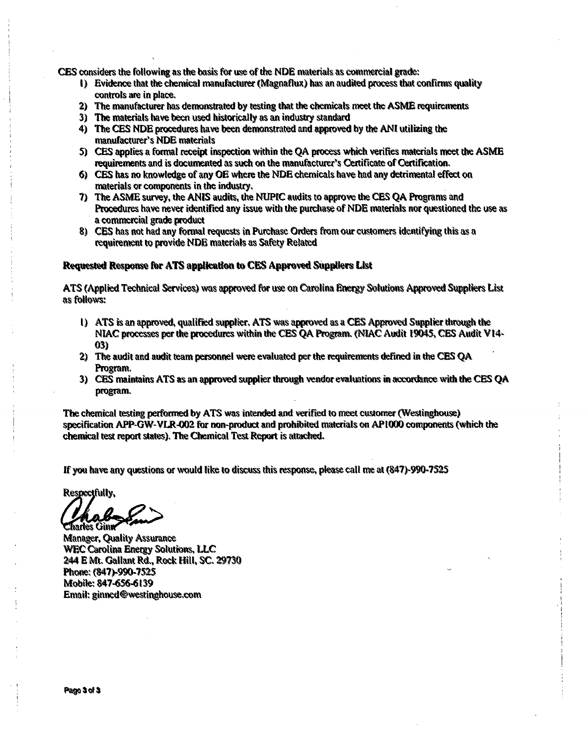CES considers the following as the basis for use of the NDE materials as commercial grade:

1) Evidence that the chemical manufacturer (Magnaflux) has an audited process that confirms quality controls are in place.
2) The manufacturer has demonstrated by testing that the chemicals meet the ASME requirements
3) The materials have been used historically as an industry standard
4) The CES NDE procedures have been demonstrated and approved by the ANI utilizing the manufacturer's NDE materials
5) CES applies a formal receipt inspection within the QA process which verifies materials meet the ASME requirements and is documented as such on the manufacturer's Certificate of Certification.
6) CES has no knowledge of any OE where the NDE chemicals have had any detrimental effect on materials or components in the industry.
7) The ASME survey, the ANIS audits, the NUPIC audits to approve the CES QA Programs and Procedures have never identified any issue with the purchase of NDE materials nor questioned the use as a commercial grade product
8) CES has not had any formal requests in Purchase Orders from our customers identifying this as a requirement to provide NDE materials as Safety Related

**Requested Response for ATS application to CES Approved Suppliers List**

ATS (Applied Technical Services) was approved for use on Carolina Energy Solutions Approved Suppliers List as follows:

1) ATS is an approved, qualified supplier. ATS was approved as a CES Approved Supplier through the NIAC processes per the procedures within the CES QA Program. (NIAC Audit 19045, CES Audit V14-03)
2) The audit and audit team personnel were evaluated per the requirements defined in the CES QA Program.
3) CES maintains ATS as an approved supplier through vendor evaluations in accordance with the CES QA program.

The chemical testing performed by ATS was intended and verified to meet customer (Westinghouse) specification APP-GW-VLR-002 for non-product and prohibited materials on AP1000 components (which the chemical test report states). The Chemical Test Report is attached.

If you have any questions or would like to discuss this response, please call me at (847)-990-7525

Respectfully,

Charles Ginn
Manager, Quality Assurance
WEC Carolina Energy Solutions, LLC
244 E Mt. Gallant Rd., Rock Hill, SC. 29730
Phone: (847)-990-7525
Mobile: 847-656-6139
Email: ginncd@westinghouse.com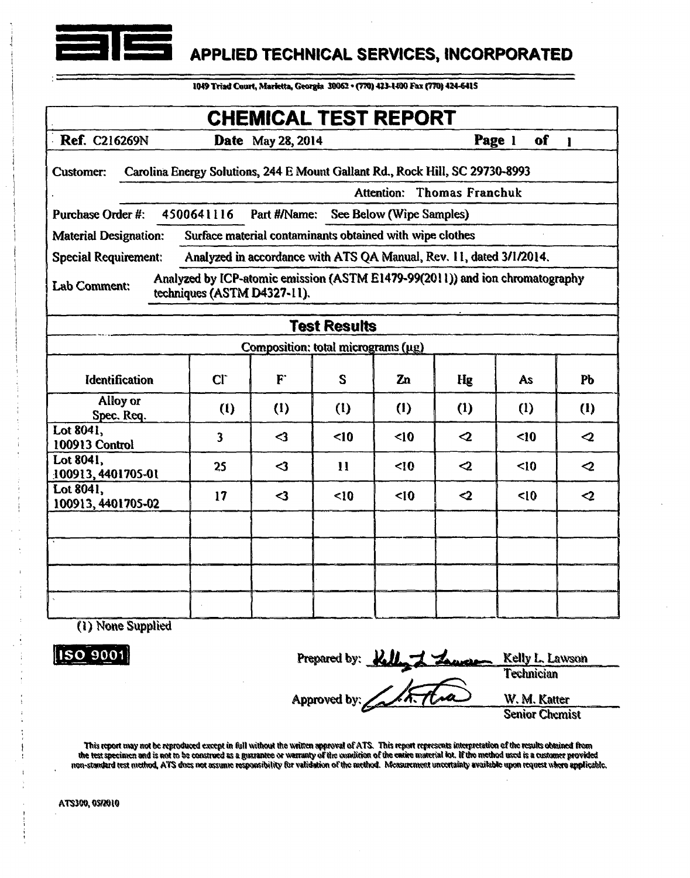# APPLIED TECHNICAL SERVICES, INCORPORATED

1049 Triad Court, Marietta, Georgia 30062 • (770) 423-1400 Fax (770) 424-6415

## CHEMICAL TEST REPORT

**Ref.** C216269N **Date** May 28, 2014 **Page** 1 **of** 1

Customer: Carolina Energy Solutions, 244 E Mount Gallant Rd., Rock Hill, SC 29730-8993

Attention: Thomas Franchuk

Purchase Order #: 4500641116 Part #/Name: See Below (Wipe Samples)

Material Designation: Surface material contaminants obtained with wipe clothes

Special Requirement: Analyzed in accordance with ATS QA Manual, Rev. 11, dated 3/1/2014.

Lab Comment: Analyzed by ICP-atomic emission (ASTM E1479-99(2011)) and ion chromatography techniques (ASTM D4327-11).

### Test Results

Composition: total micrograms (µg)

| Identification | $Cl^-$ | $F^-$ | S | Zn | Hg | As | Pb |
|---|---|---|---|---|---|---|---|
| Alloy or Spec. Req. | (1) | (1) | (1) | (1) | (1) | (1) | (1) |
| Lot 8041, 100913 Control | 3 | <3 | <10 | <10 | <2 | <10 | <2 |
| Lot 8041, 100913, 4401705-01 | 25 | <3 | 11 | <10 | <2 | <10 | <2 |
| Lot 8041, 100913, 4401705-02 | 17 | <3 | <10 | <10 | <2 | <10 | <2 |
| | | | | | | | |
| | | | | | | | |
| | | | | | | | |
| | | | | | | | |

(1) None Supplied

ISO 9001

Prepared by: Kelly L. Lawson, Technician

Approved by: W. M. Katter, Senior Chemist

This report may not be reproduced except in full without the written approval of ATS. This report represents interpretation of the results obtained from the test specimen and is not to be construed as a guarantee or warranty of the condition of the entire material lot. If the method used is a customer provided non-standard test method, ATS does not assume responsibility for validation of the method. Measurement uncertainty available upon request where applicable.

ATS300, 05/2010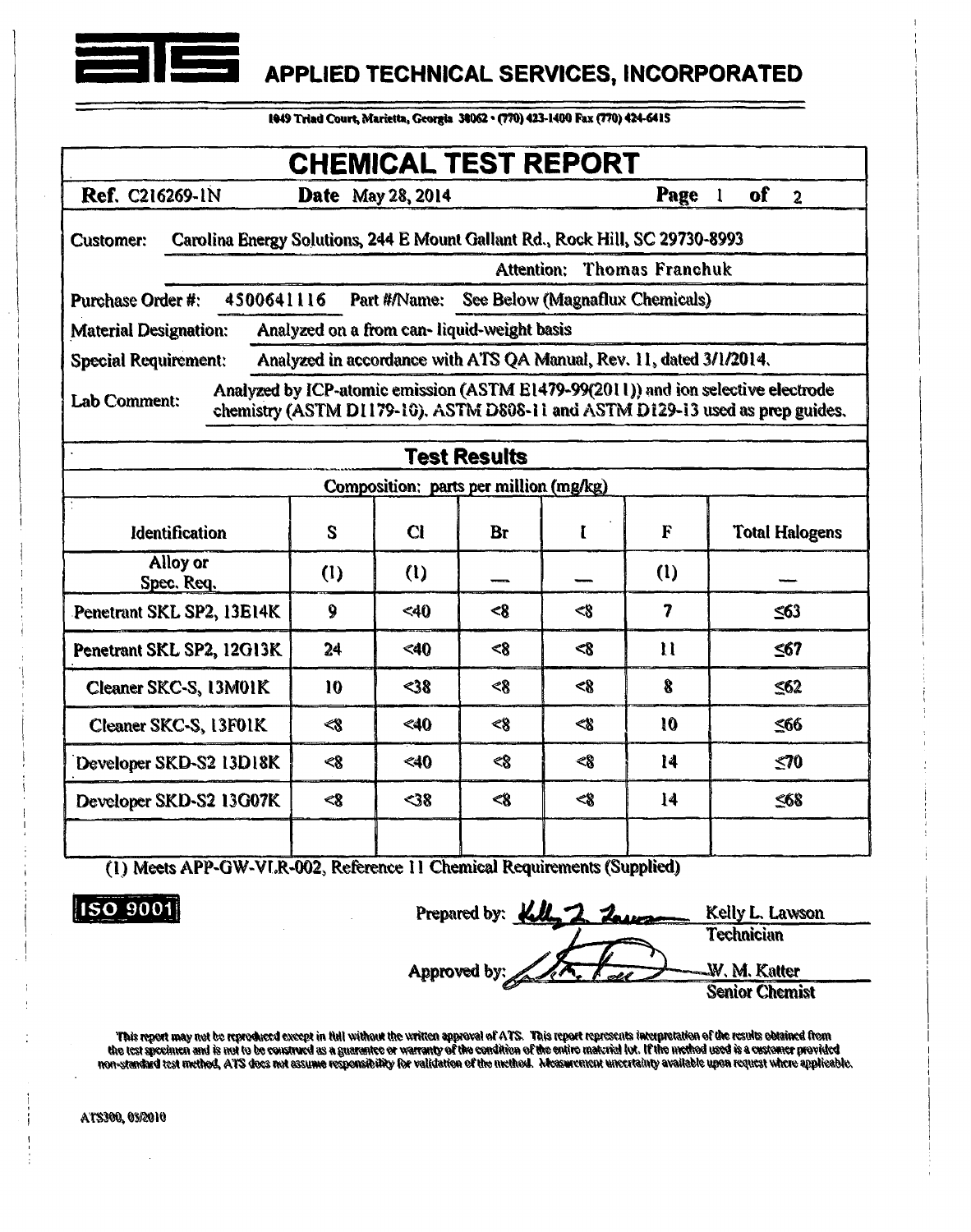# APPLIED TECHNICAL SERVICES, INCORPORATED

1049 Triad Court, Marietta, Georgia 30062 • (770) 423-1400 Fax (770) 424-6415

## CHEMICAL TEST REPORT

**Ref.** C216269-1N **Date** May 28, 2014 **Page** 1 **of** 2

Customer: Carolina Energy Solutions, 244 E Mount Gallant Rd., Rock Hill, SC 29730-8993

Attention: Thomas Franchuk

Purchase Order #: 4500641116 Part #/Name: See Below (Magnaflux Chemicals)

Material Designation: Analyzed on a from can- liquid-weight basis

Special Requirement: Analyzed in accordance with ATS QA Manual, Rev. 11, dated 3/1/2014.

Lab Comment: Analyzed by ICP-atomic emission (ASTM E1479-99(2011)) and ion selective electrode chemistry (ASTM D1179-10). ASTM D808-11 and ASTM D129-13 used as prep guides.

### Test Results

Composition: parts per million (mg/kg)

| Identification | S | Cl | Br | I | F | Total Halogens |
|---|---|---|---|---|---|---|
| Alloy or Spec. Req. | (1) | (1) | — | — | (1) | — |
| Penetrant SKL SP2, 13E14K | 9 | <40 | <8 | <8 | 7 | ≤63 |
| Penetrant SKL SP2, 12G13K | 24 | <40 | <8 | <8 | 11 | ≤67 |
| Cleaner SKC-S, 13M01K | 10 | <38 | <8 | <8 | 8 | ≤62 |
| Cleaner SKC-S, 13F01K | <8 | <40 | <8 | <8 | 10 | ≤66 |
| Developer SKD-S2 13D18K | <8 | <40 | <8 | <8 | 14 | ≤70 |
| Developer SKD-S2 13G07K | <8 | <38 | <8 | <8 | 14 | ≤68 |
| | | | | | | |

(1) Meets APP-GW-VLR-002, Reference 11 Chemical Requirements (Supplied)

ISO 9001

Prepared by: Kelly L. Lawson, Technician

Approved by: W. M. Katter, Senior Chemist

This report may not be reproduced except in full without the written approval of ATS. This report represents interpretation of the results obtained from the test specimen and is not to be construed as a guarantee or warranty of the condition of the entire material lot. If the method used is a customer provided non-standard test method, ATS does not assume responsibility for validation of the method. Measurement uncertainty available upon request where applicable.

ATS300, 05/2010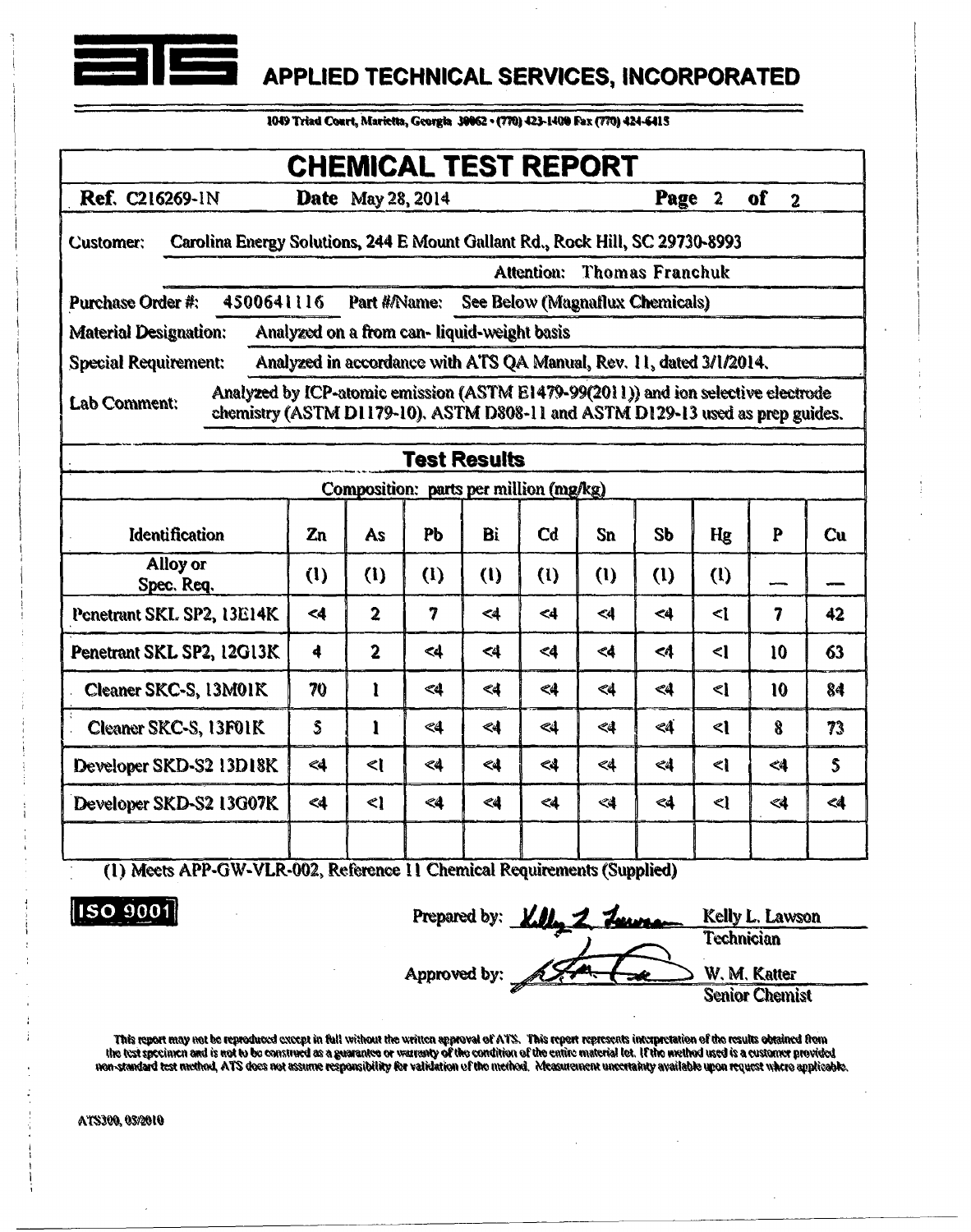# APPLIED TECHNICAL SERVICES, INCORPORATED

1049 Triad Court, Marietta, Georgia 30062 • (770) 423-1400 Fax (770) 424-6415

## CHEMICAL TEST REPORT

**Ref.** C216269-1N **Date** May 28, 2014 **Page** 2 **of** 2

Customer: Carolina Energy Solutions, 244 E Mount Gallant Rd., Rock Hill, SC 29730-8993

Attention: Thomas Franchuk

Purchase Order #: 4500641116 Part #/Name: See Below (Magnaflux Chemicals)

Material Designation: Analyzed on a from can- liquid-weight basis

Special Requirement: Analyzed in accordance with ATS QA Manual, Rev. 11, dated 3/1/2014.

Lab Comment: Analyzed by ICP-atomic emission (ASTM E1479-99(2011)) and ion selective electrode chemistry (ASTM D1179-10). ASTM D808-11 and ASTM D129-13 used as prep guides.

### Test Results

Composition: parts per million (mg/kg)

| Identification | Zn | As | Pb | Bi | Cd | Sn | Sb | Hg | P | Cu |
|---|---|---|---|---|---|---|---|---|---|---|
| Alloy or Spec. Req. | (1) | (1) | (1) | (1) | (1) | (1) | (1) | (1) | — | — |
| Penetrant SKL SP2, 13E14K | <4 | 2 | 7 | <4 | <4 | <4 | <4 | <1 | 7 | 42 |
| Penetrant SKL SP2, 12G13K | 4 | 2 | <4 | <4 | <4 | <4 | <4 | <1 | 10 | 63 |
| Cleaner SKC-S, 13M01K | 70 | 1 | <4 | <4 | <4 | <4 | <4 | <1 | 10 | 84 |
| Cleaner SKC-S, 13F01K | 5 | 1 | <4 | <4 | <4 | <4 | <4 | <1 | 8 | 73 |
| Developer SKD-S2 13D18K | <4 | <1 | <4 | <4 | <4 | <4 | <4 | <1 | <4 | 5 |
| Developer SKD-S2 13G07K | <4 | <1 | <4 | <4 | <4 | <4 | <4 | <1 | <4 | <4 |
| | | | | | | | | | | |

(1) Meets APP-GW-VLR-002, Reference 11 Chemical Requirements (Supplied)

ISO 9001

Prepared by: Kelly L. Lawson, Technician

Approved by: W. M. Katter, Senior Chemist

This report may not be reproduced except in full without the written approval of ATS. This report represents interpretation of the results obtained from the test specimen and is not to be construed as a guarantee or warranty of the condition of the entire material lot. If the method used is a customer provided non-standard test method, ATS does not assume responsibility for validation of the method. Measurement uncertainty available upon request where applicable.

ATS300, 03/2010